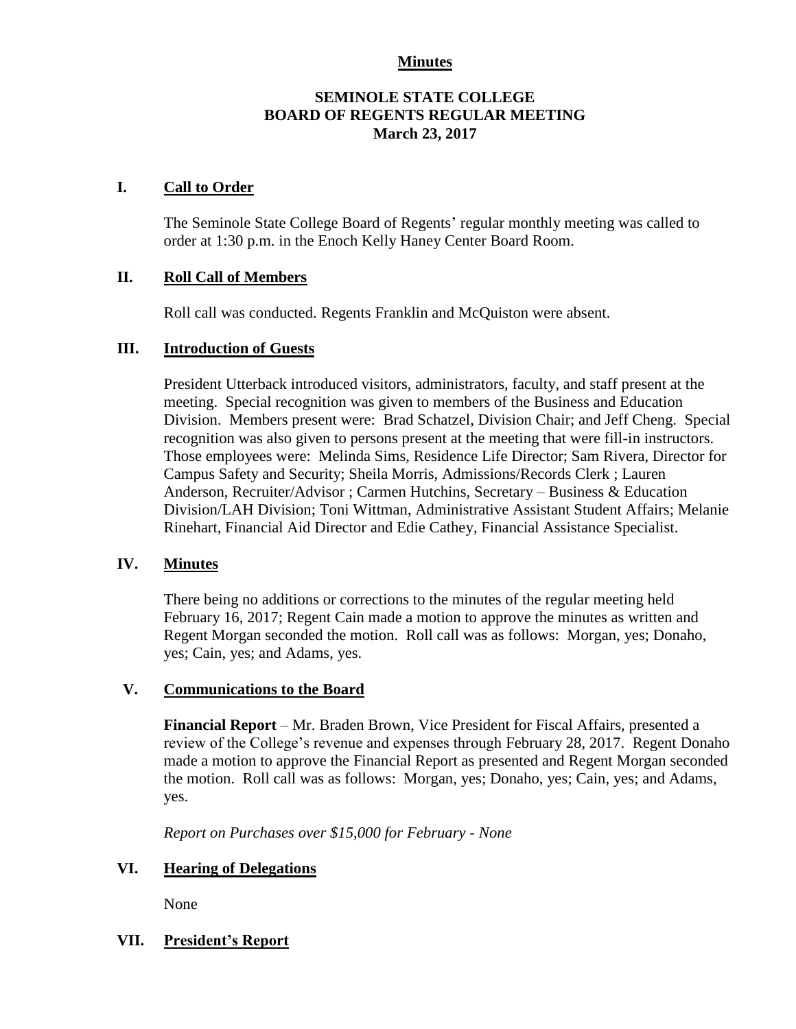**Minutes**

# SEMINOLE STATE COLLEGE
# BOARD OF REGENTS REGULAR MEETING
## March 23, 2017

## I. Call to Order

The Seminole State College Board of Regents' regular monthly meeting was called to order at 1:30 p.m. in the Enoch Kelly Haney Center Board Room.

## II. Roll Call of Members

Roll call was conducted. Regents Franklin and McQuiston were absent.

## III. Introduction of Guests

President Utterback introduced visitors, administrators, faculty, and staff present at the meeting. Special recognition was given to members of the Business and Education Division. Members present were: Brad Schatzel, Division Chair; and Jeff Cheng. Special recognition was also given to persons present at the meeting that were fill-in instructors. Those employees were: Melinda Sims, Residence Life Director; Sam Rivera, Director for Campus Safety and Security; Sheila Morris, Admissions/Records Clerk ; Lauren Anderson, Recruiter/Advisor ; Carmen Hutchins, Secretary – Business & Education Division/LAH Division; Toni Wittman, Administrative Assistant Student Affairs; Melanie Rinehart, Financial Aid Director and Edie Cathey, Financial Assistance Specialist.

## IV. Minutes

There being no additions or corrections to the minutes of the regular meeting held February 16, 2017; Regent Cain made a motion to approve the minutes as written and Regent Morgan seconded the motion. Roll call was as follows: Morgan, yes; Donaho, yes; Cain, yes; and Adams, yes.

## V. Communications to the Board

**Financial Report** – Mr. Braden Brown, Vice President for Fiscal Affairs, presented a review of the College's revenue and expenses through February 28, 2017. Regent Donaho made a motion to approve the Financial Report as presented and Regent Morgan seconded the motion. Roll call was as follows: Morgan, yes; Donaho, yes; Cain, yes; and Adams, yes.

*Report on Purchases over $15,000 for February - None*

## VI. Hearing of Delegations

None

## VII. President's Report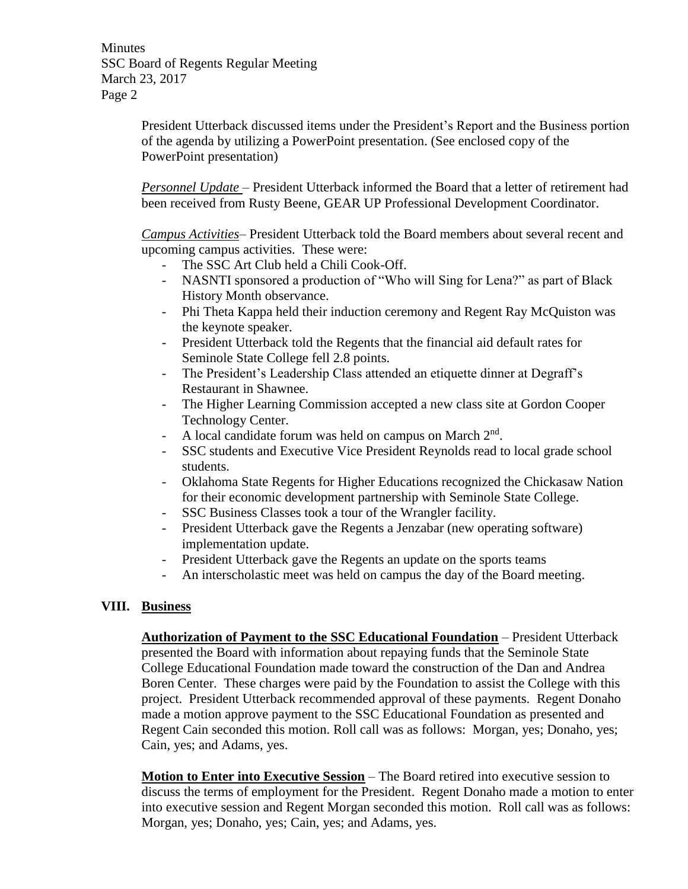President Utterback discussed items under the President's Report and the Business portion of the agenda by utilizing a PowerPoint presentation. (See enclosed copy of the PowerPoint presentation)

*Personnel Update* – President Utterback informed the Board that a letter of retirement had been received from Rusty Beene, GEAR UP Professional Development Coordinator.

*Campus Activities*– President Utterback told the Board members about several recent and upcoming campus activities. These were:

- The SSC Art Club held a Chili Cook-Off.
- NASNTI sponsored a production of "Who will Sing for Lena?" as part of Black History Month observance.
- Phi Theta Kappa held their induction ceremony and Regent Ray McQuiston was the keynote speaker.
- President Utterback told the Regents that the financial aid default rates for Seminole State College fell 2.8 points.
- The President's Leadership Class attended an etiquette dinner at Degraff's Restaurant in Shawnee.
- The Higher Learning Commission accepted a new class site at Gordon Cooper Technology Center.
- A local candidate forum was held on campus on March 2nd.
- SSC students and Executive Vice President Reynolds read to local grade school students.
- Oklahoma State Regents for Higher Educations recognized the Chickasaw Nation for their economic development partnership with Seminole State College.
- SSC Business Classes took a tour of the Wrangler facility.
- President Utterback gave the Regents a Jenzabar (new operating software) implementation update.
- President Utterback gave the Regents an update on the sports teams
- An interscholastic meet was held on campus the day of the Board meeting.

## VIII. Business

**Authorization of Payment to the SSC Educational Foundation** – President Utterback presented the Board with information about repaying funds that the Seminole State College Educational Foundation made toward the construction of the Dan and Andrea Boren Center. These charges were paid by the Foundation to assist the College with this project. President Utterback recommended approval of these payments. Regent Donaho made a motion approve payment to the SSC Educational Foundation as presented and Regent Cain seconded this motion. Roll call was as follows: Morgan, yes; Donaho, yes; Cain, yes; and Adams, yes.

**Motion to Enter into Executive Session** – The Board retired into executive session to discuss the terms of employment for the President. Regent Donaho made a motion to enter into executive session and Regent Morgan seconded this motion. Roll call was as follows: Morgan, yes; Donaho, yes; Cain, yes; and Adams, yes.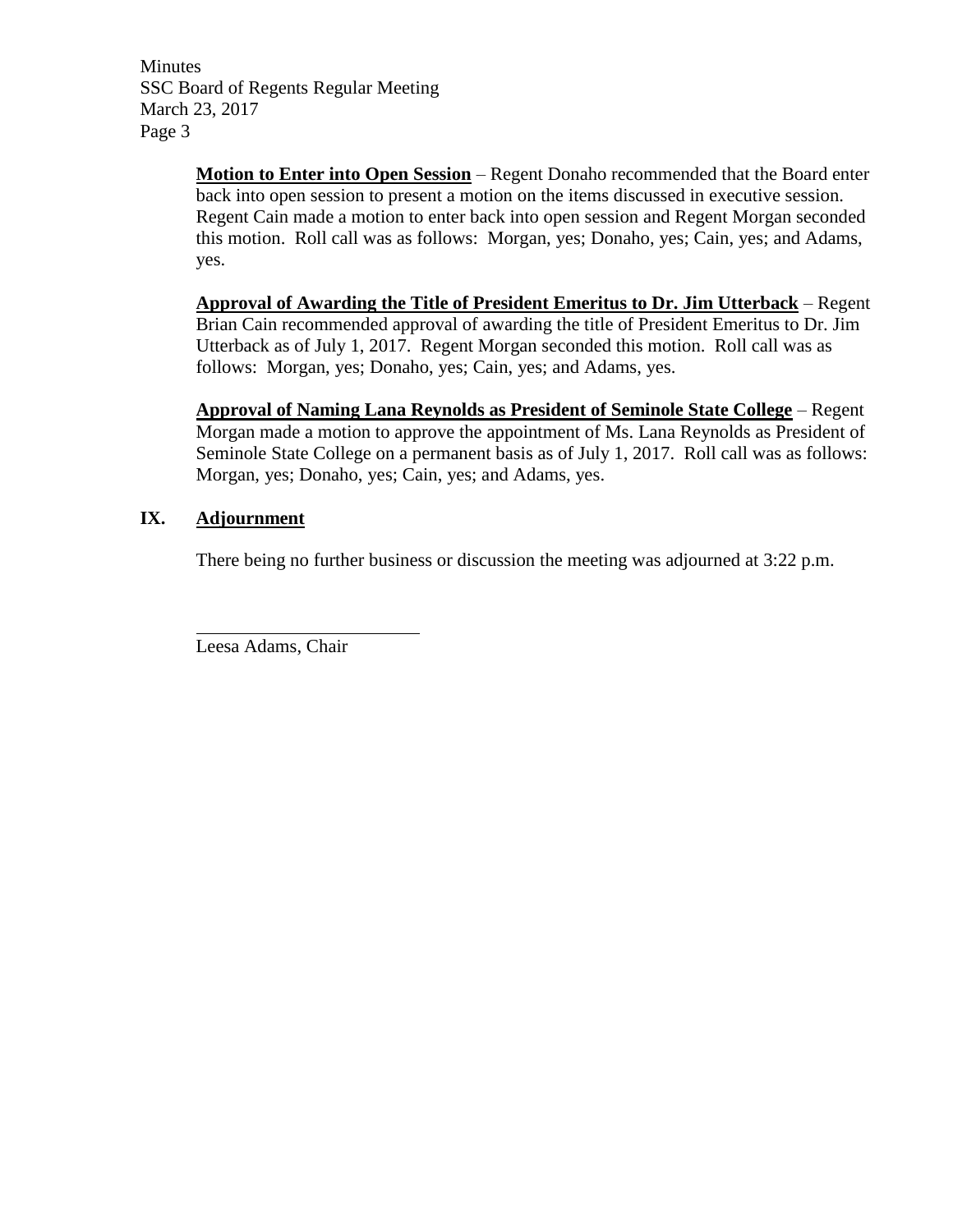**Motion to Enter into Open Session** – Regent Donaho recommended that the Board enter back into open session to present a motion on the items discussed in executive session. Regent Cain made a motion to enter back into open session and Regent Morgan seconded this motion. Roll call was as follows: Morgan, yes; Donaho, yes; Cain, yes; and Adams, yes.

**Approval of Awarding the Title of President Emeritus to Dr. Jim Utterback** – Regent Brian Cain recommended approval of awarding the title of President Emeritus to Dr. Jim Utterback as of July 1, 2017. Regent Morgan seconded this motion. Roll call was as follows: Morgan, yes; Donaho, yes; Cain, yes; and Adams, yes.

**Approval of Naming Lana Reynolds as President of Seminole State College** – Regent Morgan made a motion to approve the appointment of Ms. Lana Reynolds as President of Seminole State College on a permanent basis as of July 1, 2017. Roll call was as follows: Morgan, yes; Donaho, yes; Cain, yes; and Adams, yes.

## IX. Adjournment

There being no further business or discussion the meeting was adjourned at 3:22 p.m.

\_\_\_\_\_\_\_\_\_\_\_\_\_\_\_\_\_\_\_\_\_\_\_\_\_\_

Leesa Adams, Chair